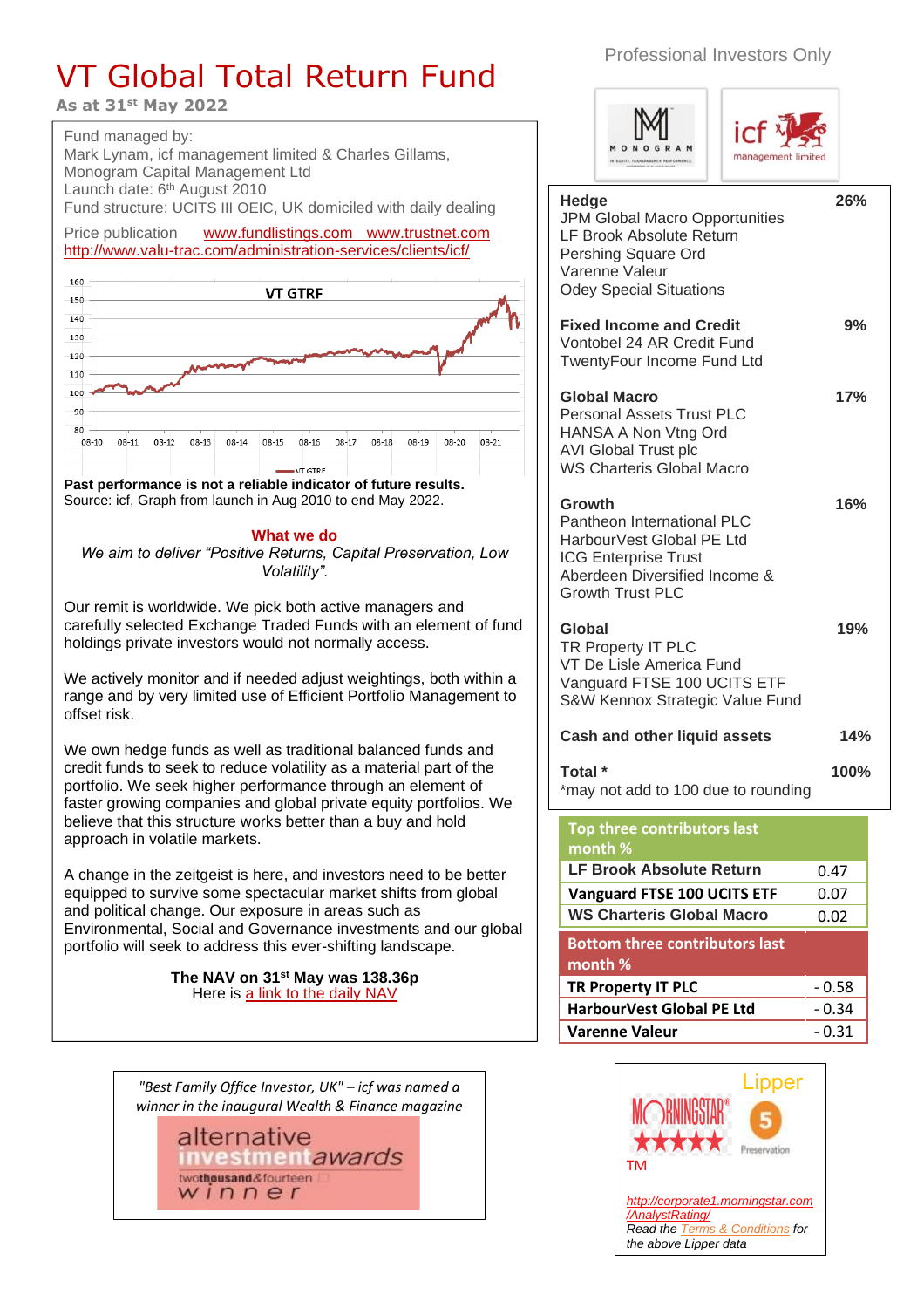Professional Investors Only

# VT Global Total Return Fund

**As at 31st May 2022**

Fund managed by:
Mark Lynam, icf management limited & Charles Gillams, Monogram Capital Management Ltd
Launch date: 6th August 2010
Fund structure: UCITS III OEIC, UK domiciled with daily dealing

Price publication www.fundlistings.com www.trustnet.com
http://www.valu-trac.com/administration-services/clients/icf/

**Past performance is not a reliable indicator of future results.**
Source: icf, Graph from launch in Aug 2010 to end May 2022.

## What we do

*We aim to deliver "Positive Returns, Capital Preservation, Low Volatility".*

Our remit is worldwide. We pick both active managers and carefully selected Exchange Traded Funds with an element of fund holdings private investors would not normally access.

We actively monitor and if needed adjust weightings, both within a range and by very limited use of Efficient Portfolio Management to offset risk.

We own hedge funds as well as traditional balanced funds and credit funds to seek to reduce volatility as a material part of the portfolio. We seek higher performance through an element of faster growing companies and global private equity portfolios. We believe that this structure works better than a buy and hold approach in volatile markets.

A change in the zeitgeist is here, and investors need to be better equipped to survive some spectacular market shifts from global and political change. Our exposure in areas such as Environmental, Social and Governance investments and our global portfolio will seek to address this ever-shifting landscape.

**The NAV on 31st May was 138.36p**
Here is a link to the daily NAV

| Holdings | Weight |
|---|---|
| **Hedge** | **26%** |
| JPM Global Macro Opportunities | |
| LF Brook Absolute Return | |
| Pershing Square Ord | |
| Varenne Valeur | |
| Odey Special Situations | |
| **Fixed Income and Credit** | **9%** |
| Vontobel 24 AR Credit Fund | |
| TwentyFour Income Fund Ltd | |
| **Global Macro** | **17%** |
| Personal Assets Trust PLC | |
| HANSA A Non Vtng Ord | |
| AVI Global Trust plc | |
| WS Charteris Global Macro | |
| **Growth** | **16%** |
| Pantheon International PLC | |
| HarbourVest Global PE Ltd | |
| ICG Enterprise Trust | |
| Aberdeen Diversified Income & Growth Trust PLC | |
| **Global** | **19%** |
| TR Property IT PLC | |
| VT De Lisle America Fund | |
| Vanguard FTSE 100 UCITS ETF | |
| S&W Kennox Strategic Value Fund | |
| **Cash and other liquid assets** | **14%** |
| **Total *** | **100%** |

*may not add to 100 due to rounding

| Top three contributors last month % | |
|---|---|
| **LF Brook Absolute Return** | 0.47 |
| **Vanguard FTSE 100 UCITS ETF** | 0.07 |
| **WS Charteris Global Macro** | 0.02 |

| Bottom three contributors last month % | |
|---|---|
| **TR Property IT PLC** | - 0.58 |
| **HarbourVest Global PE Ltd** | - 0.34 |
| **Varenne Valeur** | - 0.31 |

*"Best Family Office Investor, UK" – icf was named a winner in the inaugural Wealth & Finance magazine*

alternative investment awards twothousand&fourteen winner

Morningstar ★★★★ TM — Lipper 5 Preservation

http://corporate1.morningstar.com/AnalystRating/
*Read the Terms & Conditions for the above Lipper data*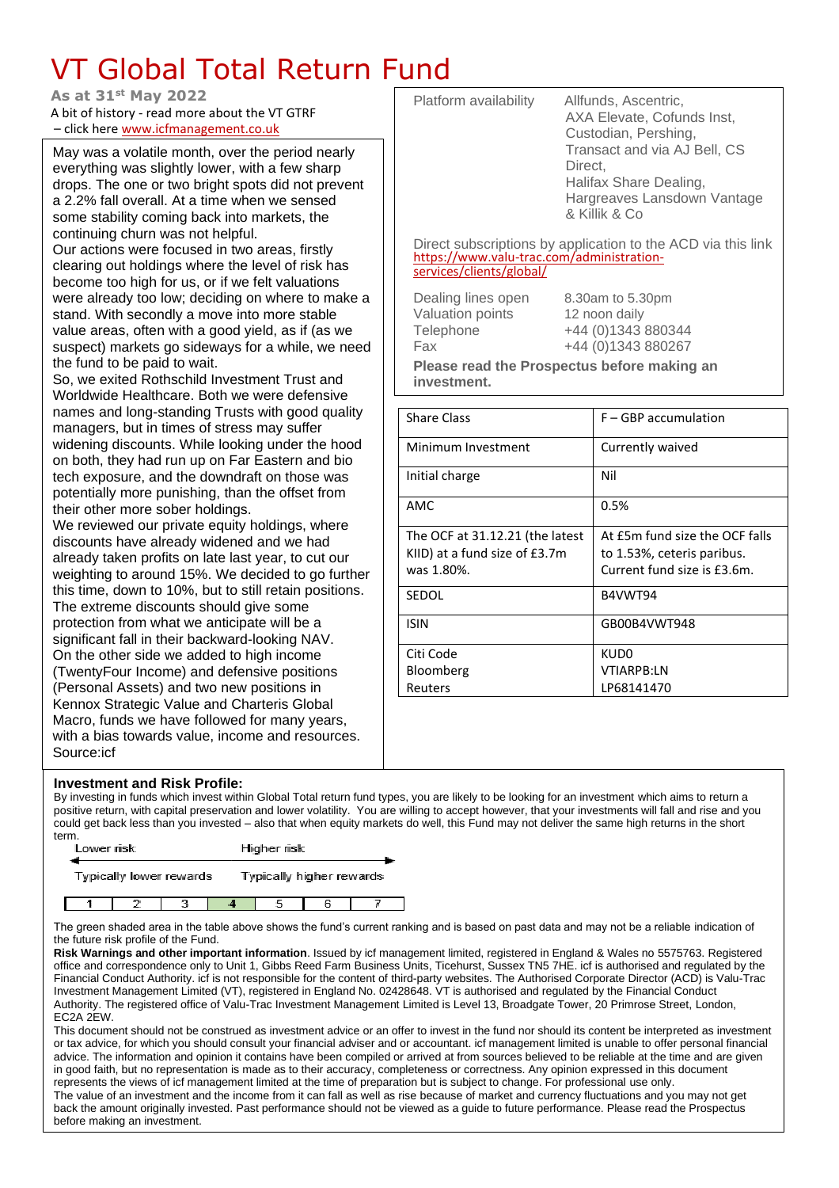# VT Global Total Return Fund

**As at 31st May 2022**

A bit of history - read more about the VT GTRF – click here www.icfmanagement.co.uk

May was a volatile month, over the period nearly everything was slightly lower, with a few sharp drops. The one or two bright spots did not prevent a 2.2% fall overall. At a time when we sensed some stability coming back into markets, the continuing churn was not helpful.

Our actions were focused in two areas, firstly clearing out holdings where the level of risk has become too high for us, or if we felt valuations were already too low; deciding on where to make a stand. With secondly a move into more stable value areas, often with a good yield, as if (as we suspect) markets go sideways for a while, we need the fund to be paid to wait.

So, we exited Rothschild Investment Trust and Worldwide Healthcare. Both we were defensive names and long-standing Trusts with good quality managers, but in times of stress may suffer widening discounts. While looking under the hood on both, they had run up on Far Eastern and bio tech exposure, and the downdraft on those was potentially more punishing, than the offset from their other more sober holdings.

We reviewed our private equity holdings, where discounts have already widened and we had already taken profits on late last year, to cut our weighting to around 15%. We decided to go further this time, down to 10%, but to still retain positions. The extreme discounts should give some protection from what we anticipate will be a significant fall in their backward-looking NAV.

On the other side we added to high income (TwentyFour Income) and defensive positions (Personal Assets) and two new positions in Kennox Strategic Value and Charteris Global Macro, funds we have followed for many years, with a bias towards value, income and resources.

Source:icf

| | |
|---|---|
| Platform availability | Allfunds, Ascentric, AXA Elevate, Cofunds Inst, Custodian, Pershing, Transact and via AJ Bell, CS Direct, Halifax Share Dealing, Hargreaves Lansdown Vantage & Killik & Co |

Direct subscriptions by application to the ACD via this link https://www.valu-trac.com/administration-services/clients/global/

| | |
|---|---|
| Dealing lines open | 8.30am to 5.30pm |
| Valuation points | 12 noon daily |
| Telephone | +44 (0)1343 880344 |
| Fax | +44 (0)1343 880267 |

**Please read the Prospectus before making an investment.**

| | |
|---|---|
| Share Class | F – GBP accumulation |
| Minimum Investment | Currently waived |
| Initial charge | Nil |
| AMC | 0.5% |
| The OCF at 31.12.21 (the latest KIID) at a fund size of £3.7m was 1.80%. | At £5m fund size the OCF falls to 1.53%, ceteris paribus. Current fund size is £3.6m. |
| SEDOL | B4VWT94 |
| ISIN | GB00B4VWT948 |
| Citi Code<br>Bloomberg<br>Reuters | KUD0<br>VTIARPB:LN<br>LP68141470 |

### Investment and Risk Profile:

By investing in funds which invest within Global Total return fund types, you are likely to be looking for an investment which aims to return a positive return, with capital preservation and lower volatility. You are willing to accept however, that your investments will fall and rise and you could get back less than you invested – also that when equity markets do well, this Fund may not deliver the same high returns in the short term.

Lower risk — Higher risk

Typically lower rewards — Typically higher rewards

| | | | | | | |
|---|---|---|---|---|---|---|
| 1 | 2 | 3 | 4 | 5 | 6 | 7 |

The green shaded area in the table above shows the fund's current ranking and is based on past data and may not be a reliable indication of the future risk profile of the Fund.

**Risk Warnings and other important information**. Issued by icf management limited, registered in England & Wales no 5575763. Registered office and correspondence only to Unit 1, Gibbs Reed Farm Business Units, Ticehurst, Sussex TN5 7HE. icf is authorised and regulated by the Financial Conduct Authority. icf is not responsible for the content of third-party websites. The Authorised Corporate Director (ACD) is Valu-Trac Investment Management Limited (VT), registered in England No. 02428648. VT is authorised and regulated by the Financial Conduct Authority. The registered office of Valu-Trac Investment Management Limited is Level 13, Broadgate Tower, 20 Primrose Street, London, EC2A 2EW.

This document should not be construed as investment advice or an offer to invest in the fund nor should its content be interpreted as investment or tax advice, for which you should consult your financial adviser and or accountant. icf management limited is unable to offer personal financial advice. The information and opinion it contains have been compiled or arrived at from sources believed to be reliable at the time and are given in good faith, but no representation is made as to their accuracy, completeness or correctness. Any opinion expressed in this document represents the views of icf management limited at the time of preparation but is subject to change. For professional use only.

The value of an investment and the income from it can fall as well as rise because of market and currency fluctuations and you may not get back the amount originally invested. Past performance should not be viewed as a guide to future performance. Please read the Prospectus before making an investment.